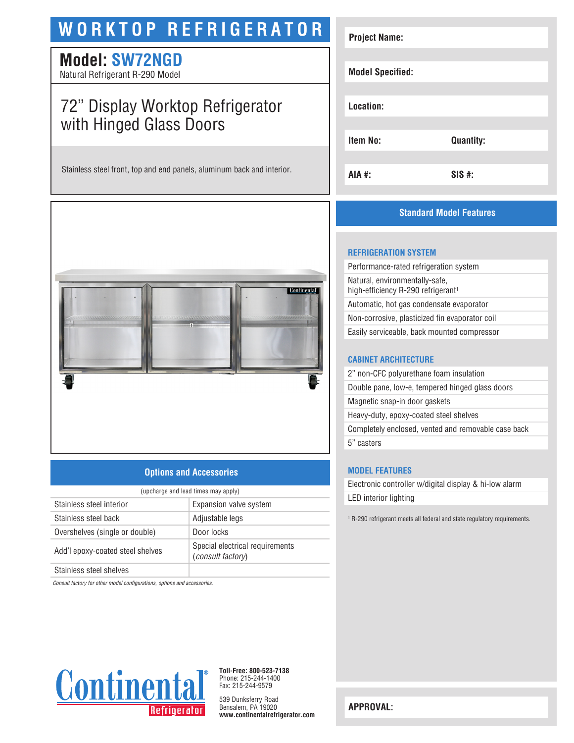# WORKTOP REFRIGERATOR

## Model: SW72NGD

Natural Refrigerant R-290 Model

### 72" Display Worktop Refrigerator with Hinged Glass Doors

Stainless steel front, top and end panels, aluminum back and interior.

| | |
|---|---|
| **Project Name:** | |
| **Model Specified:** | |
| **Location:** | |
| **Item No:** | **Quantity:** |
| **AIA #:** | **SIS #:** |

## Options and Accessories

(upcharge and lead times may apply)

| | |
|---|---|
| Stainless steel interior | Expansion valve system |
| Stainless steel back | Adjustable legs |
| Overshelves (single or double) | Door locks |
| Add'l epoxy-coated steel shelves | Special electrical requirements (*consult factory*) |
| Stainless steel shelves | |

*Consult factory for other model configurations, options and accessories.*

## Standard Model Features

### REFRIGERATION SYSTEM

- Performance-rated refrigeration system
- Natural, environmentally-safe, high-efficiency R-290 refrigerant[1]
- Automatic, hot gas condensate evaporator
- Non-corrosive, plasticized fin evaporator coil
- Easily serviceable, back mounted compressor

### CABINET ARCHITECTURE

- 2" non-CFC polyurethane foam insulation
- Double pane, low-e, tempered hinged glass doors
- Magnetic snap-in door gaskets
- Heavy-duty, epoxy-coated steel shelves
- Completely enclosed, vented and removable case back
- 5" casters

### MODEL FEATURES

- Electronic controller w/digital display & hi-low alarm
- LED interior lighting

[1] R-290 refrigerant meets all federal and state regulatory requirements.

Continental® Refrigerator

**Toll-Free: 800-523-7138**
Phone: 215-244-1400
Fax: 215-244-9579

539 Dunksferry Road
Bensalem, PA 19020
**www.continentalrefrigerator.com**

**APPROVAL:**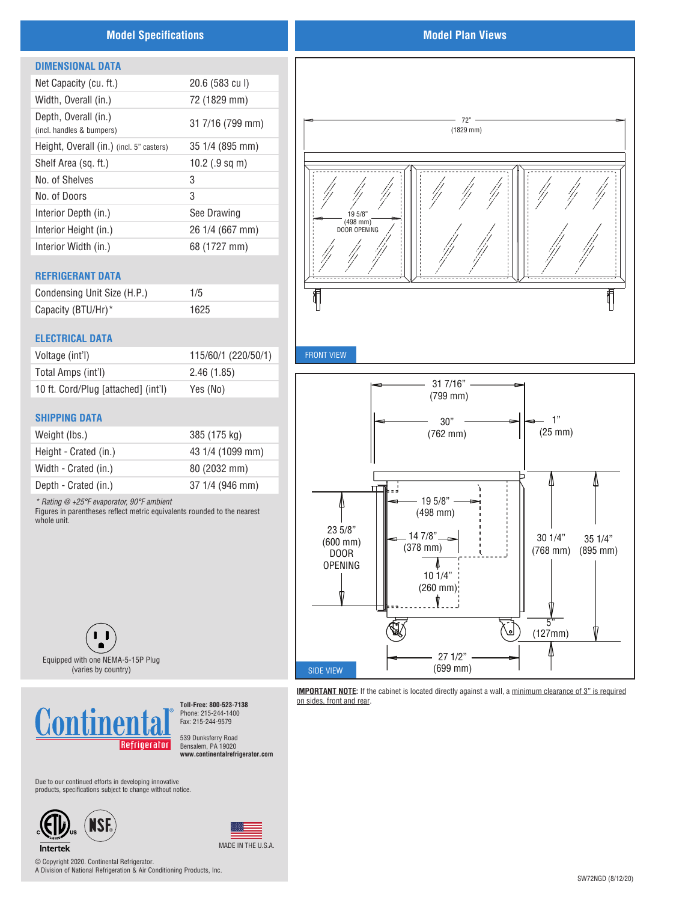## Model Specifications

### DIMENSIONAL DATA

| | |
|---|---|
| Net Capacity (cu. ft.) | 20.6 (583 cu l) |
| Width, Overall (in.) | 72 (1829 mm) |
| Depth, Overall (in.) (incl. handles & bumpers) | 31 7/16 (799 mm) |
| Height, Overall (in.) (incl. 5" casters) | 35 1/4 (895 mm) |
| Shelf Area (sq. ft.) | 10.2 (.9 sq m) |
| No. of Shelves | 3 |
| No. of Doors | 3 |
| Interior Depth (in.) | See Drawing |
| Interior Height (in.) | 26 1/4 (667 mm) |
| Interior Width (in.) | 68 (1727 mm) |

### REFRIGERANT DATA

| | |
|---|---|
| Condensing Unit Size (H.P.) | 1/5 |
| Capacity (BTU/Hr)* | 1625 |

### ELECTRICAL DATA

| | |
|---|---|
| Voltage (int'l) | 115/60/1 (220/50/1) |
| Total Amps (int'l) | 2.46 (1.85) |
| 10 ft. Cord/Plug [attached] (int'l) | Yes (No) |

### SHIPPING DATA

| | |
|---|---|
| Weight (lbs.) | 385 (175 kg) |
| Height - Crated (in.) | 43 1/4 (1099 mm) |
| Width - Crated (in.) | 80 (2032 mm) |
| Depth - Crated (in.) | 37 1/4 (946 mm) |

*\* Rating @ +25°F evaporator, 90°F ambient*

Figures in parentheses reflect metric equivalents rounded to the nearest whole unit.

Equipped with one NEMA-5-15P Plug (varies by country)

## Model Plan Views

FRONT VIEW

72"
(1829 mm)

19 5/8"
(498 mm)
DOOR OPENING

SIDE VIEW

31 7/16"
(799 mm)

30"
(762 mm)

1"
(25 mm)

19 5/8"
(498 mm)

23 5/8"
(600 mm)
DOOR OPENING

14 7/8"
(378 mm)

10 1/4"
(260 mm)

30 1/4"
(768 mm)

35 1/4"
(895 mm)

5"
(127mm)

27 1/2"
(699 mm)

**IMPORTANT NOTE:** If the cabinet is located directly against a wall, a minimum clearance of 3" is required on sides, front and rear.

Continental Refrigerator

**Toll-Free: 800-523-7138**
Phone: 215-244-1400
Fax: 215-244-9579

539 Dunksferry Road
Bensalem, PA 19020
**www.continentalrefrigerator.com**

Due to our continued efforts in developing innovative products, specifications subject to change without notice.

Intertek

MADE IN THE U.S.A.

© Copyright 2020. Continental Refrigerator.
A Division of National Refrigeration & Air Conditioning Products, Inc.

SW72NGD (8/12/20)